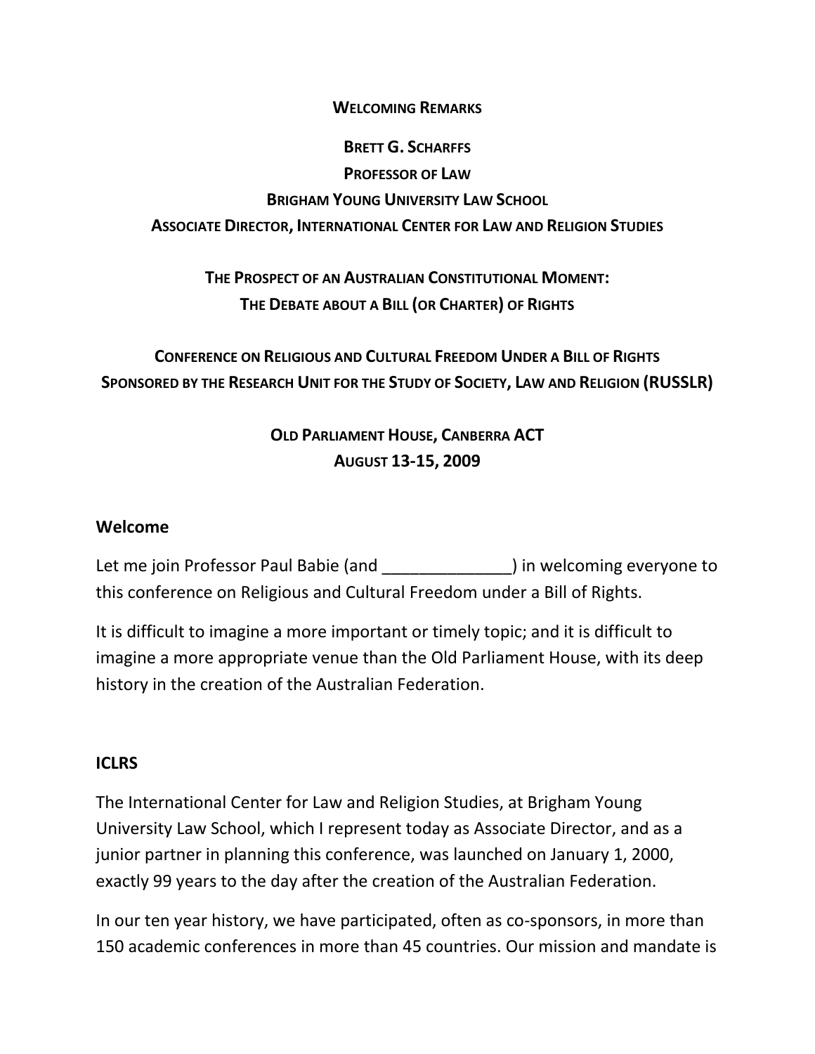**WELCOMING REMARKS**

**BRETT G. SCHARFFS**
**PROFESSOR OF LAW**
**BRIGHAM YOUNG UNIVERSITY LAW SCHOOL**
**ASSOCIATE DIRECTOR, INTERNATIONAL CENTER FOR LAW AND RELIGION STUDIES**

**THE PROSPECT OF AN AUSTRALIAN CONSTITUTIONAL MOMENT:**
**THE DEBATE ABOUT A BILL (OR CHARTER) OF RIGHTS**

**CONFERENCE ON RELIGIOUS AND CULTURAL FREEDOM UNDER A BILL OF RIGHTS**
**SPONSORED BY THE RESEARCH UNIT FOR THE STUDY OF SOCIETY, LAW AND RELIGION (RUSSLR)**

**OLD PARLIAMENT HOUSE, CANBERRA ACT**
**AUGUST 13-15, 2009**

## Welcome

Let me join Professor Paul Babie (and ______________) in welcoming everyone to this conference on Religious and Cultural Freedom under a Bill of Rights.

It is difficult to imagine a more important or timely topic; and it is difficult to imagine a more appropriate venue than the Old Parliament House, with its deep history in the creation of the Australian Federation.

## ICLRS

The International Center for Law and Religion Studies, at Brigham Young University Law School, which I represent today as Associate Director, and as a junior partner in planning this conference, was launched on January 1, 2000, exactly 99 years to the day after the creation of the Australian Federation.

In our ten year history, we have participated, often as co-sponsors, in more than 150 academic conferences in more than 45 countries. Our mission and mandate is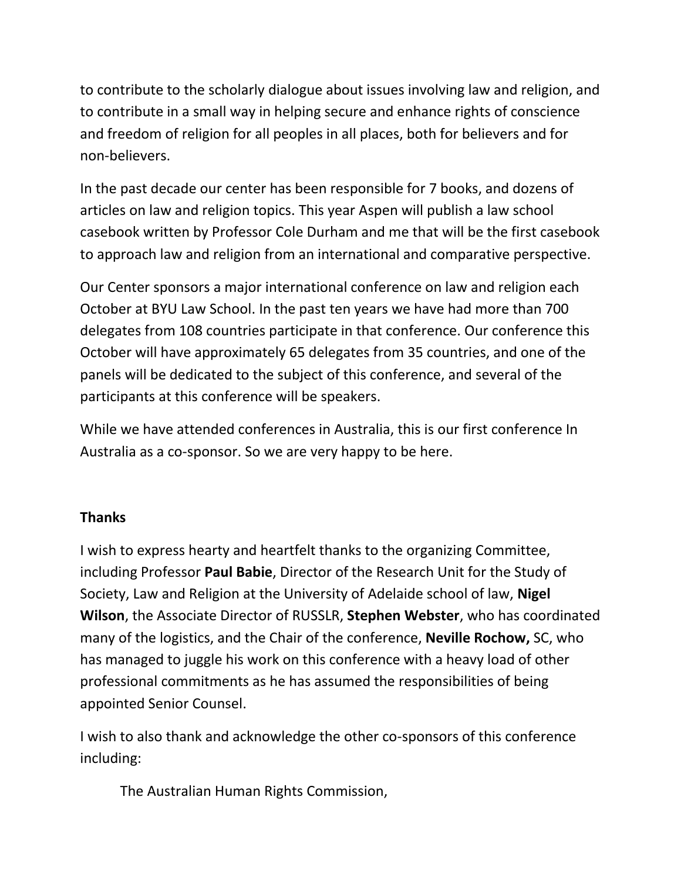to contribute to the scholarly dialogue about issues involving law and religion, and to contribute in a small way in helping secure and enhance rights of conscience and freedom of religion for all peoples in all places, both for believers and for non-believers.

In the past decade our center has been responsible for 7 books, and dozens of articles on law and religion topics. This year Aspen will publish a law school casebook written by Professor Cole Durham and me that will be the first casebook to approach law and religion from an international and comparative perspective.

Our Center sponsors a major international conference on law and religion each October at BYU Law School. In the past ten years we have had more than 700 delegates from 108 countries participate in that conference. Our conference this October will have approximately 65 delegates from 35 countries, and one of the panels will be dedicated to the subject of this conference, and several of the participants at this conference will be speakers.

While we have attended conferences in Australia, this is our first conference In Australia as a co-sponsor. So we are very happy to be here.

**Thanks**

I wish to express hearty and heartfelt thanks to the organizing Committee, including Professor **Paul Babie**, Director of the Research Unit for the Study of Society, Law and Religion at the University of Adelaide school of law, **Nigel Wilson**, the Associate Director of RUSSLR, **Stephen Webster**, who has coordinated many of the logistics, and the Chair of the conference, **Neville Rochow,** SC, who has managed to juggle his work on this conference with a heavy load of other professional commitments as he has assumed the responsibilities of being appointed Senior Counsel.

I wish to also thank and acknowledge the other co-sponsors of this conference including:

The Australian Human Rights Commission,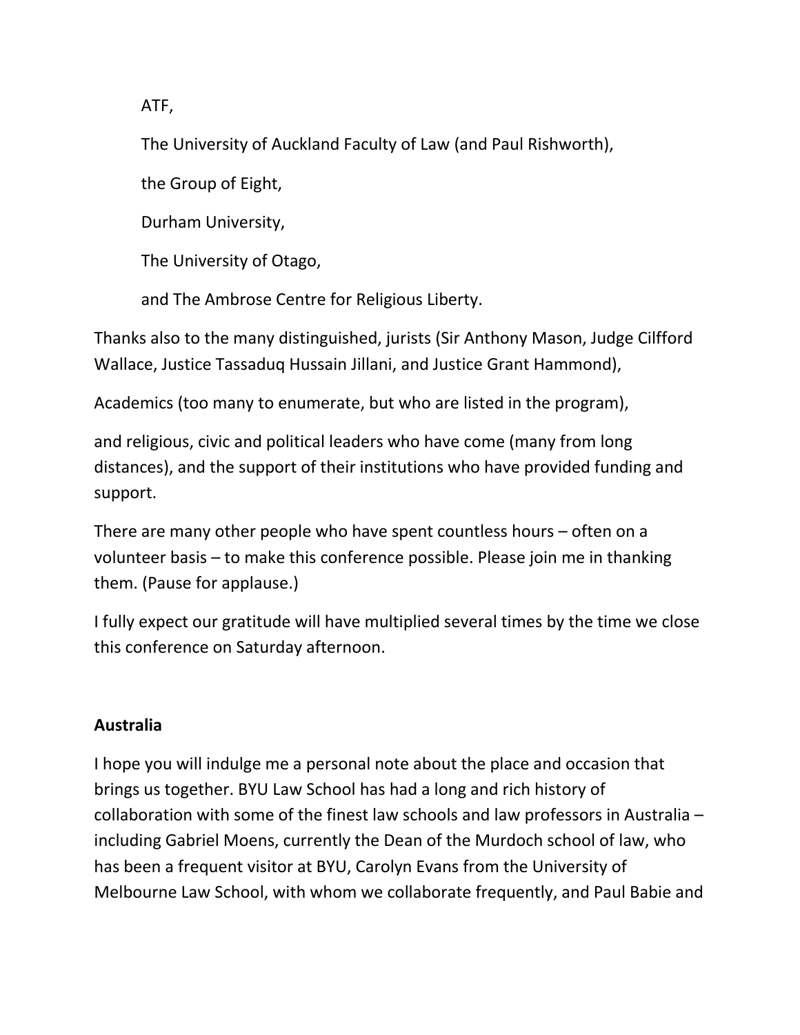ATF,

The University of Auckland Faculty of Law (and Paul Rishworth),

the Group of Eight,

Durham University,

The University of Otago,

and The Ambrose Centre for Religious Liberty.

Thanks also to the many distinguished, jurists (Sir Anthony Mason, Judge Cilfford Wallace, Justice Tassaduq Hussain Jillani, and Justice Grant Hammond),

Academics (too many to enumerate, but who are listed in the program),

and religious, civic and political leaders who have come (many from long distances), and the support of their institutions who have provided funding and support.

There are many other people who have spent countless hours – often on a volunteer basis – to make this conference possible. Please join me in thanking them. (Pause for applause.)

I fully expect our gratitude will have multiplied several times by the time we close this conference on Saturday afternoon.

**Australia**

I hope you will indulge me a personal note about the place and occasion that brings us together. BYU Law School has had a long and rich history of collaboration with some of the finest law schools and law professors in Australia – including Gabriel Moens, currently the Dean of the Murdoch school of law, who has been a frequent visitor at BYU, Carolyn Evans from the University of Melbourne Law School, with whom we collaborate frequently, and Paul Babie and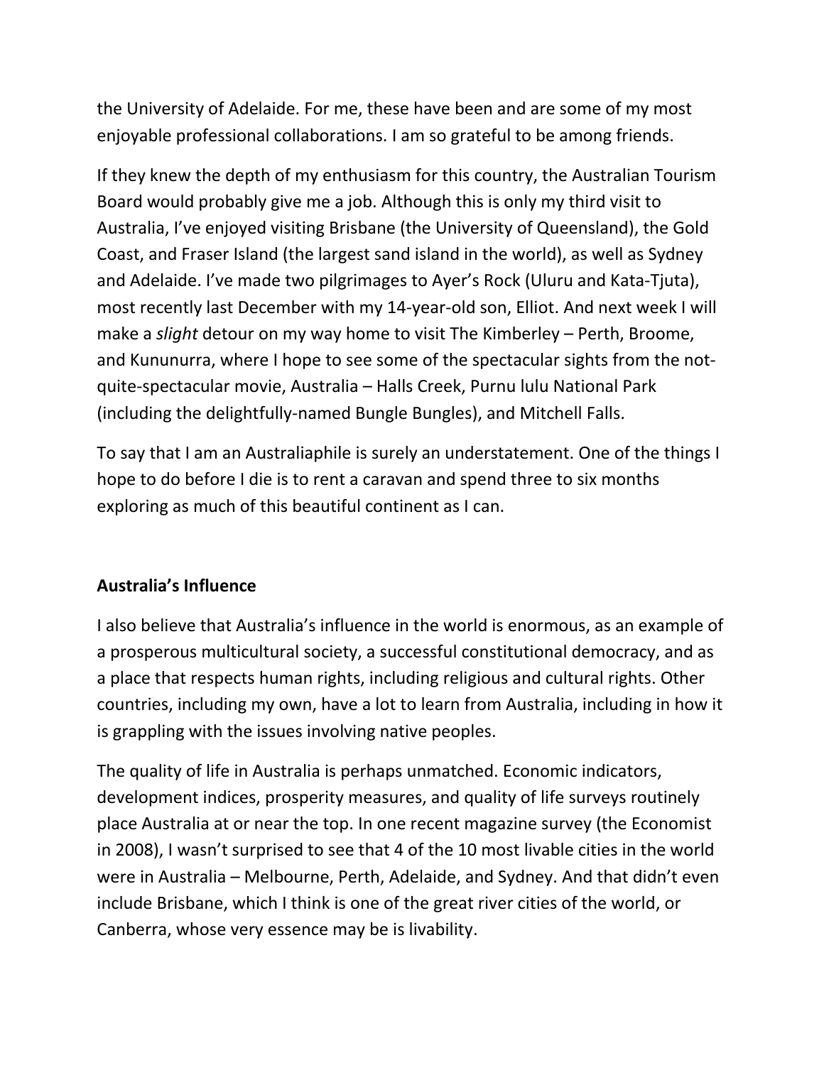the University of Adelaide. For me, these have been and are some of my most enjoyable professional collaborations. I am so grateful to be among friends.

If they knew the depth of my enthusiasm for this country, the Australian Tourism Board would probably give me a job. Although this is only my third visit to Australia, I've enjoyed visiting Brisbane (the University of Queensland), the Gold Coast, and Fraser Island (the largest sand island in the world), as well as Sydney and Adelaide. I've made two pilgrimages to Ayer's Rock (Uluru and Kata-Tjuta), most recently last December with my 14-year-old son, Elliot. And next week I will make a *slight* detour on my way home to visit The Kimberley – Perth, Broome, and Kununurra, where I hope to see some of the spectacular sights from the not-quite-spectacular movie, Australia – Halls Creek, Purnu lulu National Park (including the delightfully-named Bungle Bungles), and Mitchell Falls.

To say that I am an Australiaphile is surely an understatement. One of the things I hope to do before I die is to rent a caravan and spend three to six months exploring as much of this beautiful continent as I can.

**Australia's Influence**

I also believe that Australia's influence in the world is enormous, as an example of a prosperous multicultural society, a successful constitutional democracy, and as a place that respects human rights, including religious and cultural rights. Other countries, including my own, have a lot to learn from Australia, including in how it is grappling with the issues involving native peoples.

The quality of life in Australia is perhaps unmatched. Economic indicators, development indices, prosperity measures, and quality of life surveys routinely place Australia at or near the top. In one recent magazine survey (the Economist in 2008), I wasn't surprised to see that 4 of the 10 most livable cities in the world were in Australia – Melbourne, Perth, Adelaide, and Sydney. And that didn't even include Brisbane, which I think is one of the great river cities of the world, or Canberra, whose very essence may be is livability.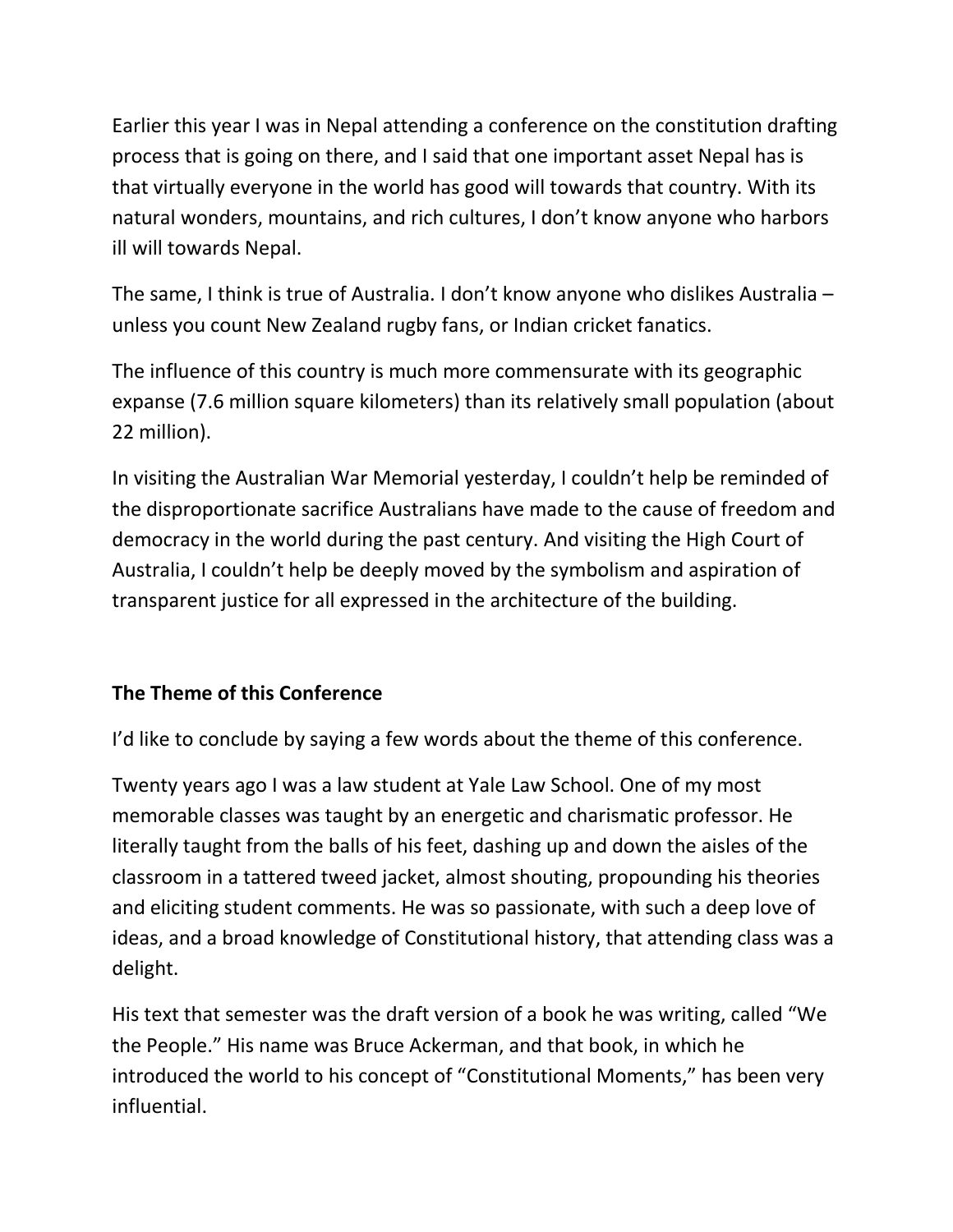Earlier this year I was in Nepal attending a conference on the constitution drafting process that is going on there, and I said that one important asset Nepal has is that virtually everyone in the world has good will towards that country. With its natural wonders, mountains, and rich cultures, I don't know anyone who harbors ill will towards Nepal.

The same, I think is true of Australia. I don't know anyone who dislikes Australia – unless you count New Zealand rugby fans, or Indian cricket fanatics.

The influence of this country is much more commensurate with its geographic expanse (7.6 million square kilometers) than its relatively small population (about 22 million).

In visiting the Australian War Memorial yesterday, I couldn't help be reminded of the disproportionate sacrifice Australians have made to the cause of freedom and democracy in the world during the past century. And visiting the High Court of Australia, I couldn't help be deeply moved by the symbolism and aspiration of transparent justice for all expressed in the architecture of the building.

**The Theme of this Conference**

I'd like to conclude by saying a few words about the theme of this conference.

Twenty years ago I was a law student at Yale Law School. One of my most memorable classes was taught by an energetic and charismatic professor. He literally taught from the balls of his feet, dashing up and down the aisles of the classroom in a tattered tweed jacket, almost shouting, propounding his theories and eliciting student comments. He was so passionate, with such a deep love of ideas, and a broad knowledge of Constitutional history, that attending class was a delight.

His text that semester was the draft version of a book he was writing, called "We the People." His name was Bruce Ackerman, and that book, in which he introduced the world to his concept of "Constitutional Moments," has been very influential.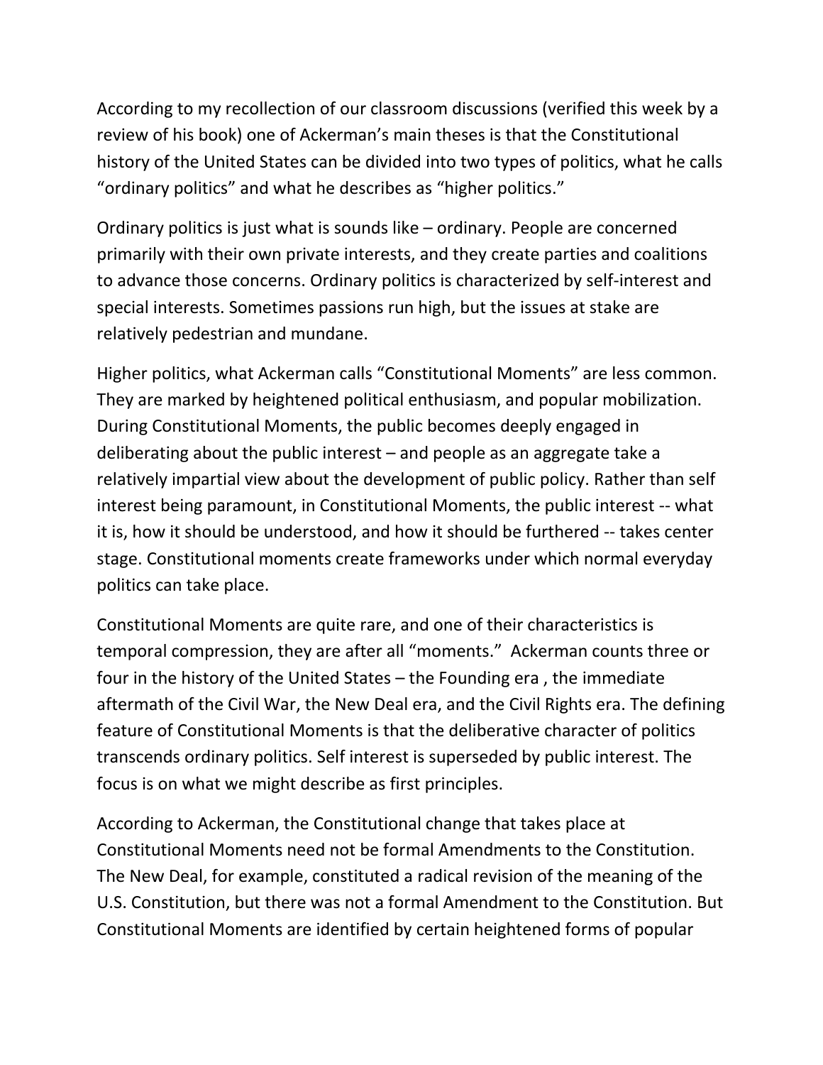According to my recollection of our classroom discussions (verified this week by a review of his book) one of Ackerman's main theses is that the Constitutional history of the United States can be divided into two types of politics, what he calls "ordinary politics" and what he describes as "higher politics."

Ordinary politics is just what is sounds like – ordinary. People are concerned primarily with their own private interests, and they create parties and coalitions to advance those concerns. Ordinary politics is characterized by self-interest and special interests. Sometimes passions run high, but the issues at stake are relatively pedestrian and mundane.

Higher politics, what Ackerman calls "Constitutional Moments" are less common. They are marked by heightened political enthusiasm, and popular mobilization. During Constitutional Moments, the public becomes deeply engaged in deliberating about the public interest – and people as an aggregate take a relatively impartial view about the development of public policy. Rather than self interest being paramount, in Constitutional Moments, the public interest -- what it is, how it should be understood, and how it should be furthered -- takes center stage. Constitutional moments create frameworks under which normal everyday politics can take place.

Constitutional Moments are quite rare, and one of their characteristics is temporal compression, they are after all "moments." Ackerman counts three or four in the history of the United States – the Founding era , the immediate aftermath of the Civil War, the New Deal era, and the Civil Rights era. The defining feature of Constitutional Moments is that the deliberative character of politics transcends ordinary politics. Self interest is superseded by public interest. The focus is on what we might describe as first principles.

According to Ackerman, the Constitutional change that takes place at Constitutional Moments need not be formal Amendments to the Constitution. The New Deal, for example, constituted a radical revision of the meaning of the U.S. Constitution, but there was not a formal Amendment to the Constitution. But Constitutional Moments are identified by certain heightened forms of popular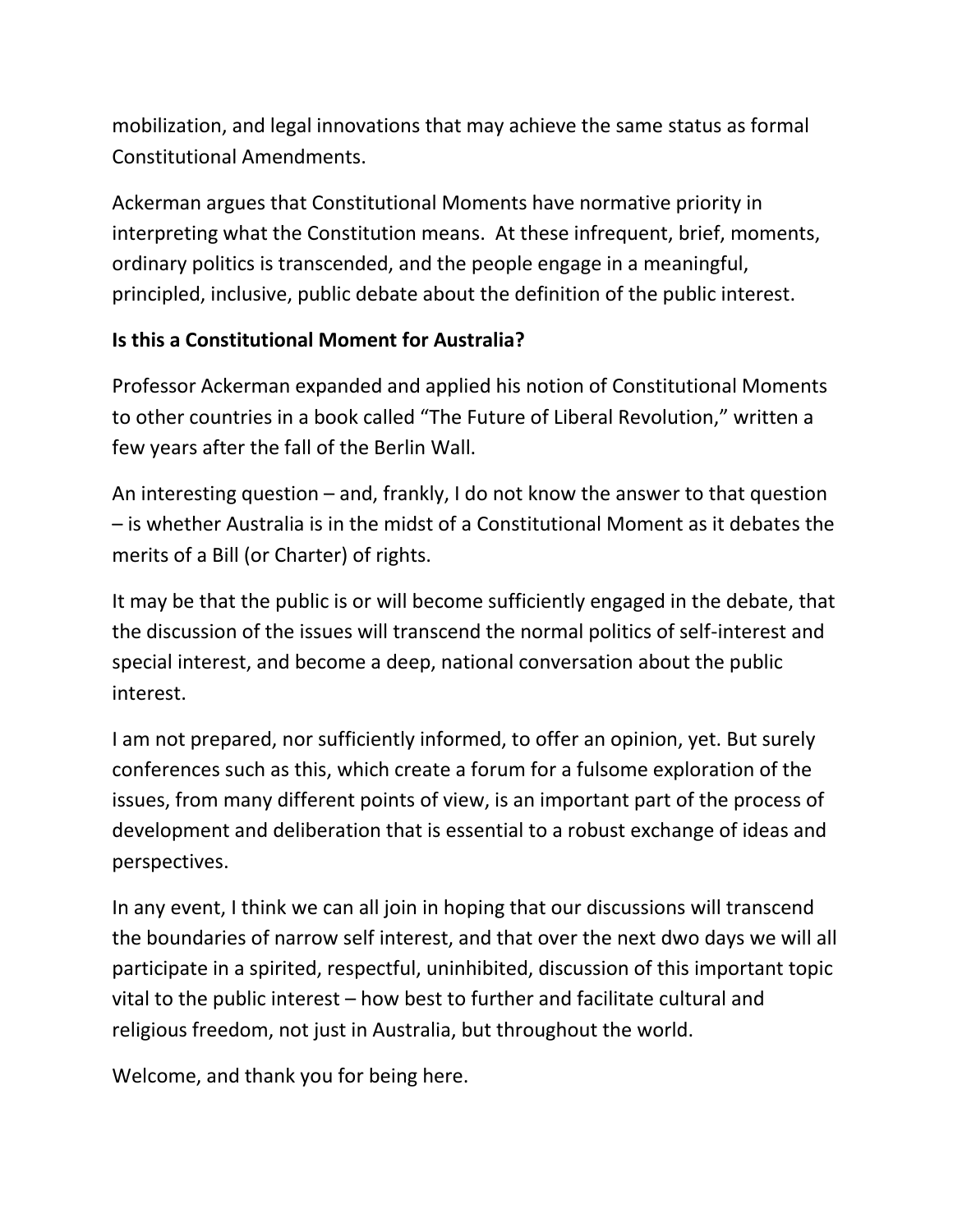mobilization, and legal innovations that may achieve the same status as formal Constitutional Amendments.

Ackerman argues that Constitutional Moments have normative priority in interpreting what the Constitution means. At these infrequent, brief, moments, ordinary politics is transcended, and the people engage in a meaningful, principled, inclusive, public debate about the definition of the public interest.

**Is this a Constitutional Moment for Australia?**

Professor Ackerman expanded and applied his notion of Constitutional Moments to other countries in a book called "The Future of Liberal Revolution," written a few years after the fall of the Berlin Wall.

An interesting question – and, frankly, I do not know the answer to that question – is whether Australia is in the midst of a Constitutional Moment as it debates the merits of a Bill (or Charter) of rights.

It may be that the public is or will become sufficiently engaged in the debate, that the discussion of the issues will transcend the normal politics of self-interest and special interest, and become a deep, national conversation about the public interest.

I am not prepared, nor sufficiently informed, to offer an opinion, yet. But surely conferences such as this, which create a forum for a fulsome exploration of the issues, from many different points of view, is an important part of the process of development and deliberation that is essential to a robust exchange of ideas and perspectives.

In any event, I think we can all join in hoping that our discussions will transcend the boundaries of narrow self interest, and that over the next dwo days we will all participate in a spirited, respectful, uninhibited, discussion of this important topic vital to the public interest – how best to further and facilitate cultural and religious freedom, not just in Australia, but throughout the world.

Welcome, and thank you for being here.